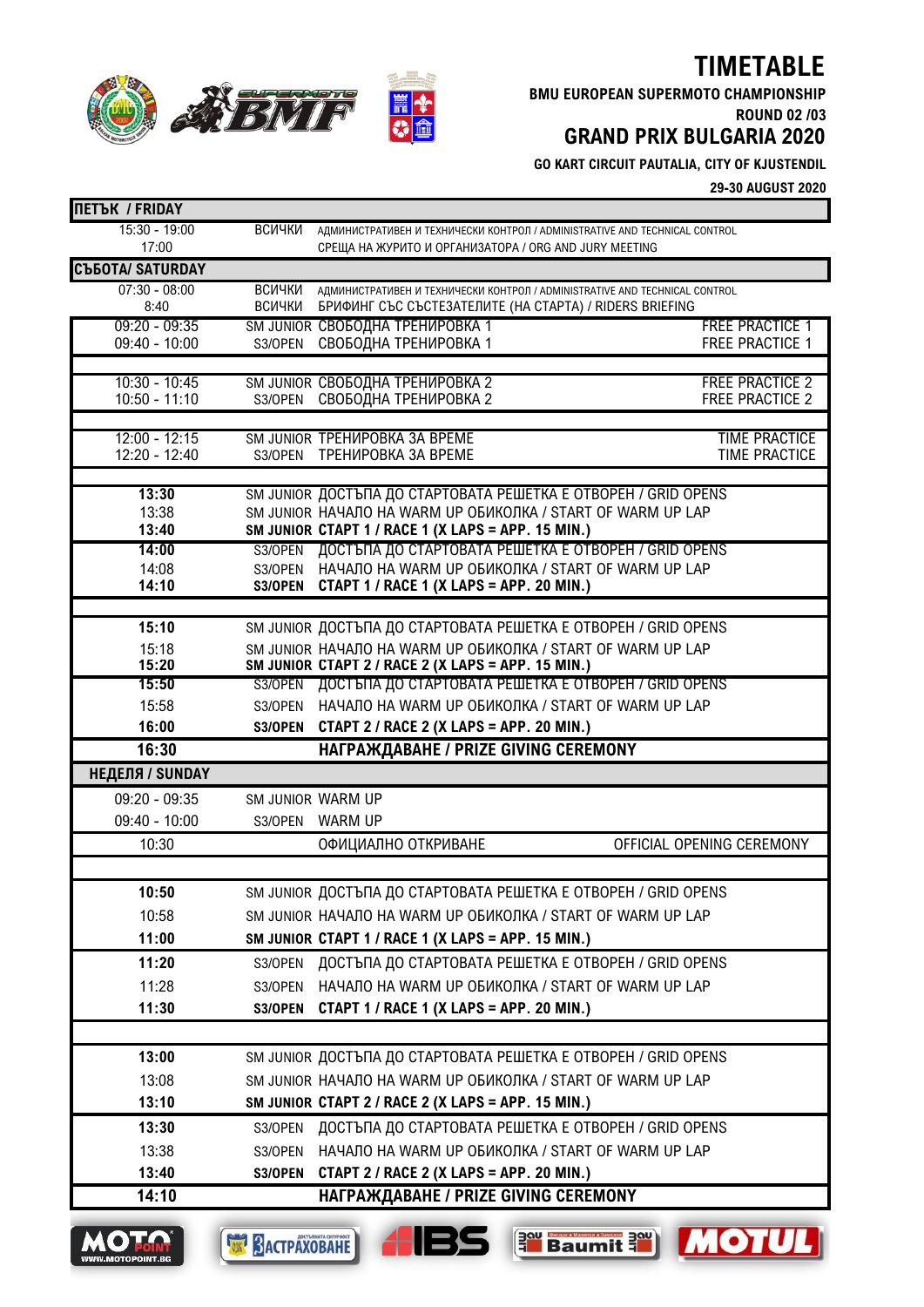# TIMETABLE

**BMU EUROPEAN SUPERMOTO CHAMPIONSHIP**

**ROUND 02 /03**

## GRAND PRIX BULGARIA 2020

**GO KART CIRCUIT PAUTALIA, CITY OF KJUSTENDIL**

**29-30 AUGUST 2020**

| **ПЕТЪК / FRIDAY** | | | |
|---|---|---|---|
| 15:30 - 19:00 | ВСИЧКИ | АДМИНИСТРАТИВЕН И ТЕХНИЧЕСКИ КОНТРОЛ / ADMINISTRATIVE AND TECHNICAL CONTROL | |
| 17:00 | | СРЕЩА НА ЖУРИТО И ОРГАНИЗАТОРА / ORG AND JURY MEETING | |
| **СЪБОТА/ SATURDAY** | | | |
| 07:30 - 08:00 | ВСИЧКИ | АДМИНИСТРАТИВЕН И ТЕХНИЧЕСКИ КОНТРОЛ / ADMINISTRATIVE AND TECHNICAL CONTROL | |
| 8:40 | ВСИЧКИ | БРИФИНГ СЪС СЪСТЕЗАТЕЛИТЕ (НА СТАРТА) / RIDERS BRIEFING | |
| 09:20 - 09:35 | SM JUNIOR | СВОБОДНА ТРЕНИРОВКА 1 | FREE PRACTICE 1 |
| 09:40 - 10:00 | S3/OPEN | СВОБОДНА ТРЕНИРОВКА 1 | FREE PRACTICE 1 |
| 10:30 - 10:45 | SM JUNIOR | СВОБОДНА ТРЕНИРОВКА 2 | FREE PRACTICE 2 |
| 10:50 - 11:10 | S3/OPEN | СВОБОДНА ТРЕНИРОВКА 2 | FREE PRACTICE 2 |
| 12:00 - 12:15 | SM JUNIOR | ТРЕНИРОВКА ЗА ВРЕМЕ | TIME PRACTICE |
| 12:20 - 12:40 | S3/OPEN | ТРЕНИРОВКА ЗА ВРЕМЕ | TIME PRACTICE |
| **13:30** | SM JUNIOR | ДОСТЪПА ДО СТАРТОВАТА РЕШЕТКА Е ОТВОРЕН / GRID OPENS | |
| 13:38 | SM JUNIOR | НАЧАЛО НА WARM UP ОБИКОЛКА / START OF WARM UP LAP | |
| **13:40** | **SM JUNIOR** | **СТАРТ 1 / RACE 1 (X LAPS = APP. 15 MIN.)** | |
| **14:00** | S3/OPEN | ДОСТЪПА ДО СТАРТОВАТА РЕШЕТКА Е ОТВОРЕН / GRID OPENS | |
| 14:08 | S3/OPEN | НАЧАЛО НА WARM UP ОБИКОЛКА / START OF WARM UP LAP | |
| **14:10** | **S3/OPEN** | **СТАРТ 1 / RACE 1 (X LAPS = APP. 20 MIN.)** | |
| **15:10** | SM JUNIOR | ДОСТЪПА ДО СТАРТОВАТА РЕШЕТКА Е ОТВОРЕН / GRID OPENS | |
| 15:18 | SM JUNIOR | НАЧАЛО НА WARM UP ОБИКОЛКА / START OF WARM UP LAP | |
| **15:20** | **SM JUNIOR** | **СТАРТ 2 / RACE 2 (X LAPS = APP. 15 MIN.)** | |
| **15:50** | S3/OPEN | ДОСТЪПА ДО СТАРТОВАТА РЕШЕТКА Е ОТВОРЕН / GRID OPENS | |
| 15:58 | S3/OPEN | НАЧАЛО НА WARM UP ОБИКОЛКА / START OF WARM UP LAP | |
| **16:00** | **S3/OPEN** | **СТАРТ 2 / RACE 2 (X LAPS = APP. 20 MIN.)** | |
| **16:30** | | **НАГРАЖДАВАНЕ / PRIZE GIVING CEREMONY** | |
| **НЕДЕЛЯ / SUNDAY** | | | |
| 09:20 - 09:35 | SM JUNIOR | WARM UP | |
| 09:40 - 10:00 | S3/OPEN | WARM UP | |
| 10:30 | | ОФИЦИАЛНО ОТКРИВАНЕ | OFFICIAL OPENING CEREMONY |
| **10:50** | SM JUNIOR | ДОСТЪПА ДО СТАРТОВАТА РЕШЕТКА Е ОТВОРЕН / GRID OPENS | |
| 10:58 | SM JUNIOR | НАЧАЛО НА WARM UP ОБИКОЛКА / START OF WARM UP LAP | |
| **11:00** | **SM JUNIOR** | **СТАРТ 1 / RACE 1 (X LAPS = APP. 15 MIN.)** | |
| **11:20** | S3/OPEN | ДОСТЪПА ДО СТАРТОВАТА РЕШЕТКА Е ОТВОРЕН / GRID OPENS | |
| 11:28 | S3/OPEN | НАЧАЛО НА WARM UP ОБИКОЛКА / START OF WARM UP LAP | |
| **11:30** | **S3/OPEN** | **СТАРТ 1 / RACE 1 (X LAPS = APP. 20 MIN.)** | |
| **13:00** | SM JUNIOR | ДОСТЪПА ДО СТАРТОВАТА РЕШЕТКА Е ОТВОРЕН / GRID OPENS | |
| 13:08 | SM JUNIOR | НАЧАЛО НА WARM UP ОБИКОЛКА / START OF WARM UP LAP | |
| **13:10** | **SM JUNIOR** | **СТАРТ 2 / RACE 2 (X LAPS = APP. 15 MIN.)** | |
| **13:30** | S3/OPEN | ДОСТЪПА ДО СТАРТОВАТА РЕШЕТКА Е ОТВОРЕН / GRID OPENS | |
| 13:38 | S3/OPEN | НАЧАЛО НА WARM UP ОБИКОЛКА / START OF WARM UP LAP | |
| **13:40** | **S3/OPEN** | **СТАРТ 2 / RACE 2 (X LAPS = APP. 20 MIN.)** | |
| **14:10** | | **НАГРАЖДАВАНЕ / PRIZE GIVING CEREMONY** | |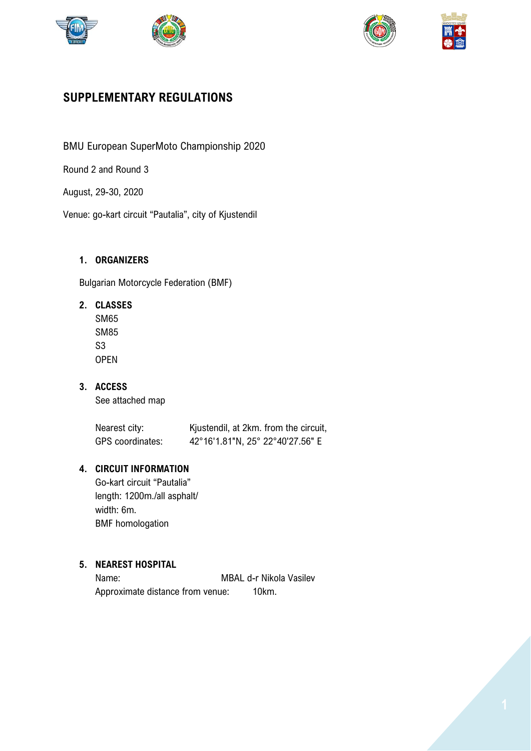# SUPPLEMENTARY REGULATIONS

BMU European SuperMoto Championship 2020

Round 2 and Round 3

August, 29-30, 2020

Venue: go-kart circuit "Pautalia", city of Kjustendil

## 1. ORGANIZERS

Bulgarian Motorcycle Federation (BMF)

## 2. CLASSES

SM65
SM85
S3
OPEN

## 3. ACCESS

See attached map

Nearest city: Kjustendil, at 2km. from the circuit,
GPS coordinates: 42°16'1.81"N, 25° 22°40'27.56" E

## 4. CIRCUIT INFORMATION

Go-kart circuit "Pautalia"
length: 1200m./all asphalt/
width: 6m.
BMF homologation

## 5. NEAREST HOSPITAL

Name: MBAL d-r Nikola Vasilev
Approximate distance from venue: 10km.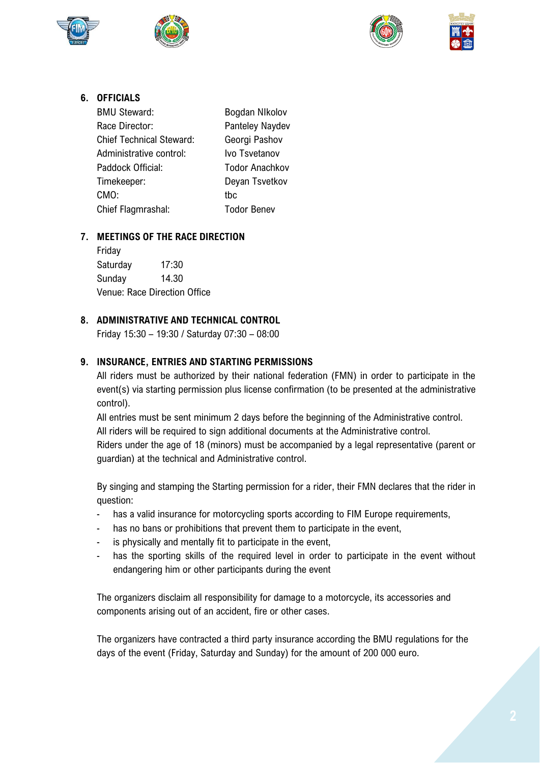## 6. OFFICIALS

| | |
|---|---|
| BMU Steward: | Bogdan NIkolov |
| Race Director: | Panteley Naydev |
| Chief Technical Steward: | Georgi Pashov |
| Administrative control: | Ivo Tsvetanov |
| Paddock Official: | Todor Anachkov |
| Timekeeper: | Deyan Tsvetkov |
| CMO: | tbc |
| Chief Flagmrashal: | Todor Benev |

## 7. MEETINGS OF THE RACE DIRECTION

| | |
|---|---|
| Friday | |
| Saturday | 17:30 |
| Sunday | 14.30 |

Venue: Race Direction Office

## 8. ADMINISTRATIVE AND TECHNICAL CONTROL

Friday 15:30 – 19:30 / Saturday 07:30 – 08:00

## 9. INSURANCE, ENTRIES AND STARTING PERMISSIONS

All riders must be authorized by their national federation (FMN) in order to participate in the event(s) via starting permission plus license confirmation (to be presented at the administrative control).

All entries must be sent minimum 2 days before the beginning of the Administrative control.

All riders will be required to sign additional documents at the Administrative control.

Riders under the age of 18 (minors) must be accompanied by a legal representative (parent or guardian) at the technical and Administrative control.

By singing and stamping the Starting permission for a rider, their FMN declares that the rider in question:

- has a valid insurance for motorcycling sports according to FIM Europe requirements,
- has no bans or prohibitions that prevent them to participate in the event,
- is physically and mentally fit to participate in the event,
- has the sporting skills of the required level in order to participate in the event without endangering him or other participants during the event

The organizers disclaim all responsibility for damage to a motorcycle, its accessories and components arising out of an accident, fire or other cases.

The organizers have contracted a third party insurance according the BMU regulations for the days of the event (Friday, Saturday and Sunday) for the amount of 200 000 euro.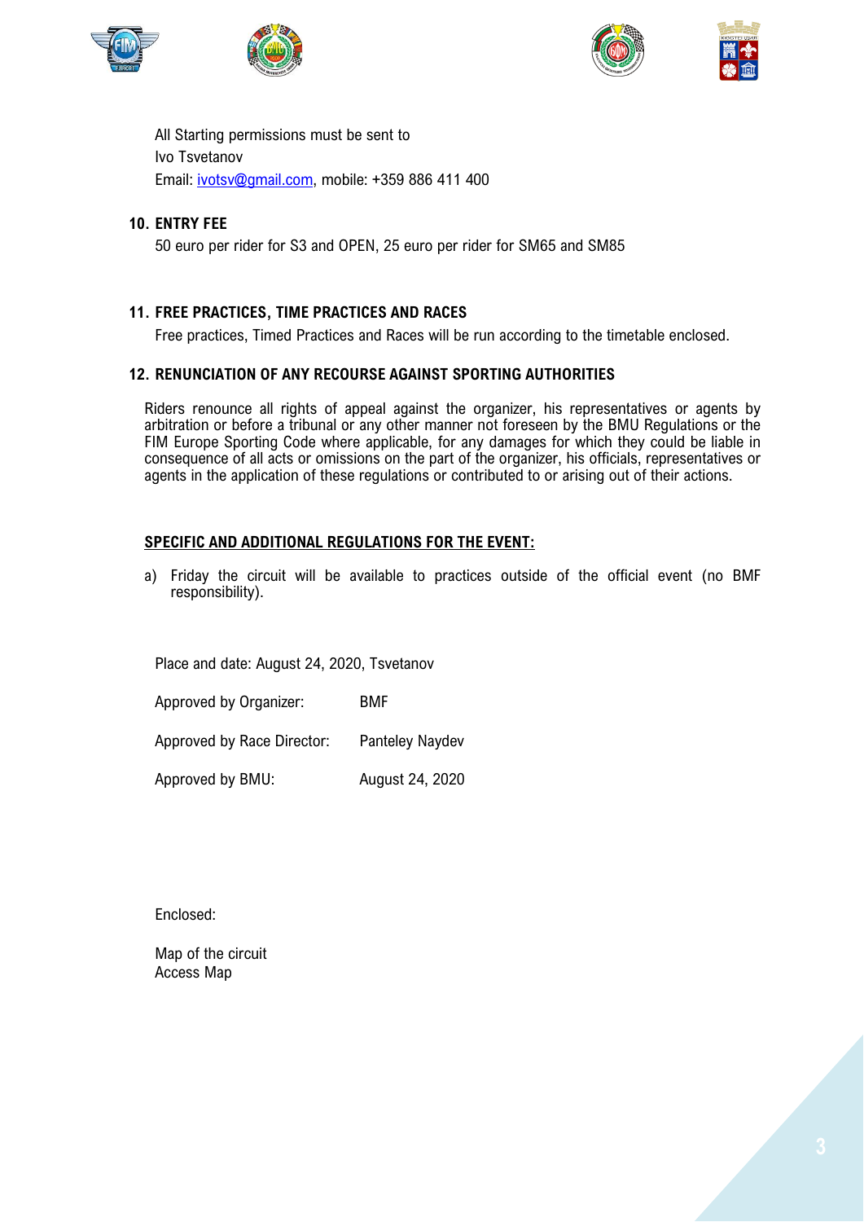All Starting permissions must be sent to
Ivo Tsvetanov
Email: [ivotsv@gmail.com](mailto:ivotsv@gmail.com), mobile: +359 886 411 400

## 10. ENTRY FEE

50 euro per rider for S3 and OPEN, 25 euro per rider for SM65 and SM85

## 11. FREE PRACTICES, TIME PRACTICES AND RACES

Free practices, Timed Practices and Races will be run according to the timetable enclosed.

## 12. RENUNCIATION OF ANY RECOURSE AGAINST SPORTING AUTHORITIES

Riders renounce all rights of appeal against the organizer, his representatives or agents by arbitration or before a tribunal or any other manner not foreseen by the BMU Regulations or the FIM Europe Sporting Code where applicable, for any damages for which they could be liable in consequence of all acts or omissions on the part of the organizer, his officials, representatives or agents in the application of these regulations or contributed to or arising out of their actions.

## SPECIFIC AND ADDITIONAL REGULATIONS FOR THE EVENT:

a) Friday the circuit will be available to practices outside of the official event (no BMF responsibility).

Place and date: August 24, 2020, Tsvetanov

| | |
|---|---|
| Approved by Organizer: | BMF |
| Approved by Race Director: | Panteley Naydev |
| Approved by BMU: | August 24, 2020 |

Enclosed:

Map of the circuit
Access Map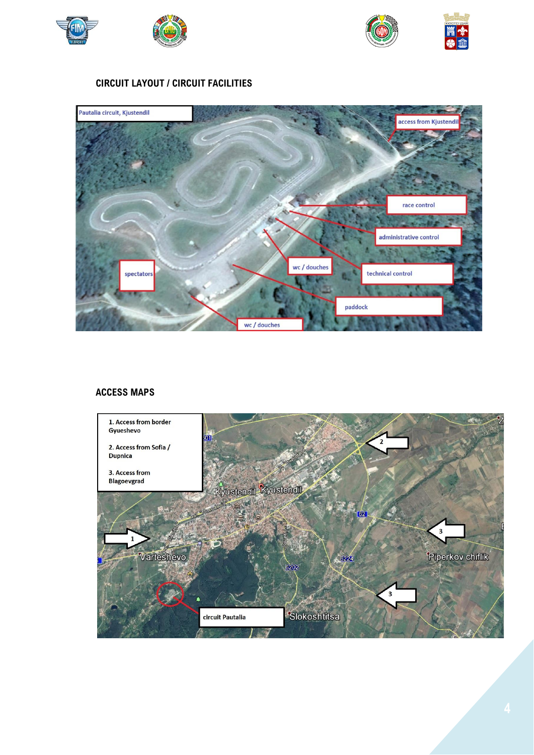## CIRCUIT LAYOUT / CIRCUIT FACILITIES

Pautalia circuit, Kjustendil

access from Kjustendil

race control

administrative control

technical control

wc / douches

spectators

paddock

wc / douches

## ACCESS MAPS

1. Access from border Gyueshevo
2. Access from Sofia / Dupnica
3. Access from Blagoevgrad

circuit Pautalia